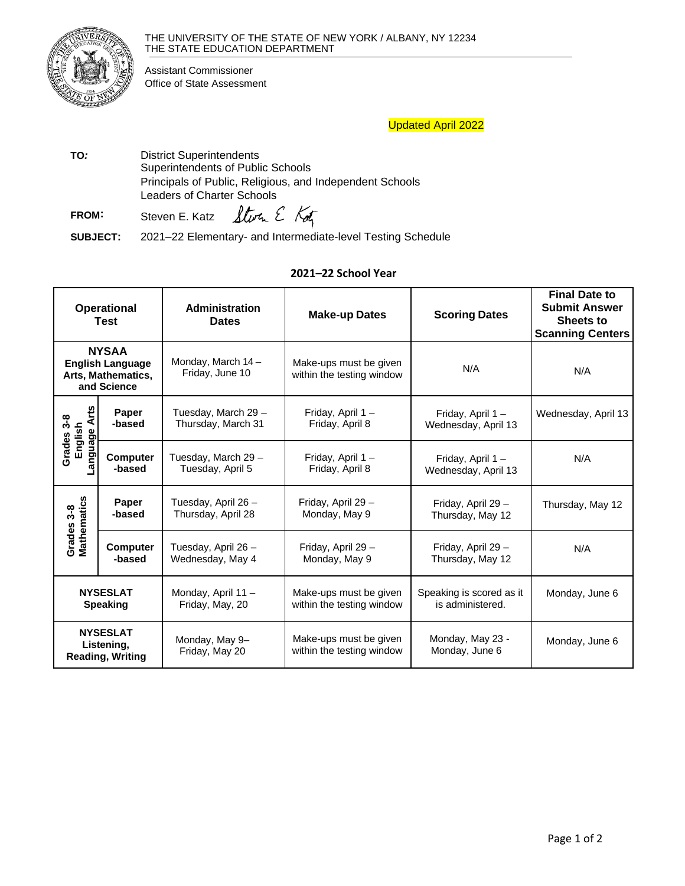THE UNIVERSITY OF THE STATE OF NEW YORK / ALBANY, NY 12234
THE STATE EDUCATION DEPARTMENT

Assistant Commissioner
Office of State Assessment

Updated April 2022

**TO:** District Superintendents
Superintendents of Public Schools
Principals of Public, Religious, and Independent Schools
Leaders of Charter Schools

**FROM:** Steven E. Katz

**SUBJECT:** 2021–22 Elementary- and Intermediate-level Testing Schedule

## 2021–22 School Year

| Operational Test | | Administration Dates | Make-up Dates | Scoring Dates | Final Date to Submit Answer Sheets to Scanning Centers |
|---|---|---|---|---|---|
| **NYSAA English Language Arts, Mathematics, and Science** | | Monday, March 14 – Friday, June 10 | Make-ups must be given within the testing window | N/A | N/A |
| **Grades 3-8 English Language Arts** | **Paper-based** | Tuesday, March 29 – Thursday, March 31 | Friday, April 1 – Friday, April 8 | Friday, April 1 – Wednesday, April 13 | Wednesday, April 13 |
| | **Computer-based** | Tuesday, March 29 – Tuesday, April 5 | Friday, April 1 – Friday, April 8 | Friday, April 1 – Wednesday, April 13 | N/A |
| **Grades 3-8 Mathematics** | **Paper-based** | Tuesday, April 26 – Thursday, April 28 | Friday, April 29 – Monday, May 9 | Friday, April 29 – Thursday, May 12 | Thursday, May 12 |
| | **Computer-based** | Tuesday, April 26 – Wednesday, May 4 | Friday, April 29 – Monday, May 9 | Friday, April 29 – Thursday, May 12 | N/A |
| **NYSESLAT Speaking** | | Monday, April 11 – Friday, May, 20 | Make-ups must be given within the testing window | Speaking is scored as it is administered. | Monday, June 6 |
| **NYSESLAT Listening, Reading, Writing** | | Monday, May 9– Friday, May 20 | Make-ups must be given within the testing window | Monday, May 23 - Monday, June 6 | Monday, June 6 |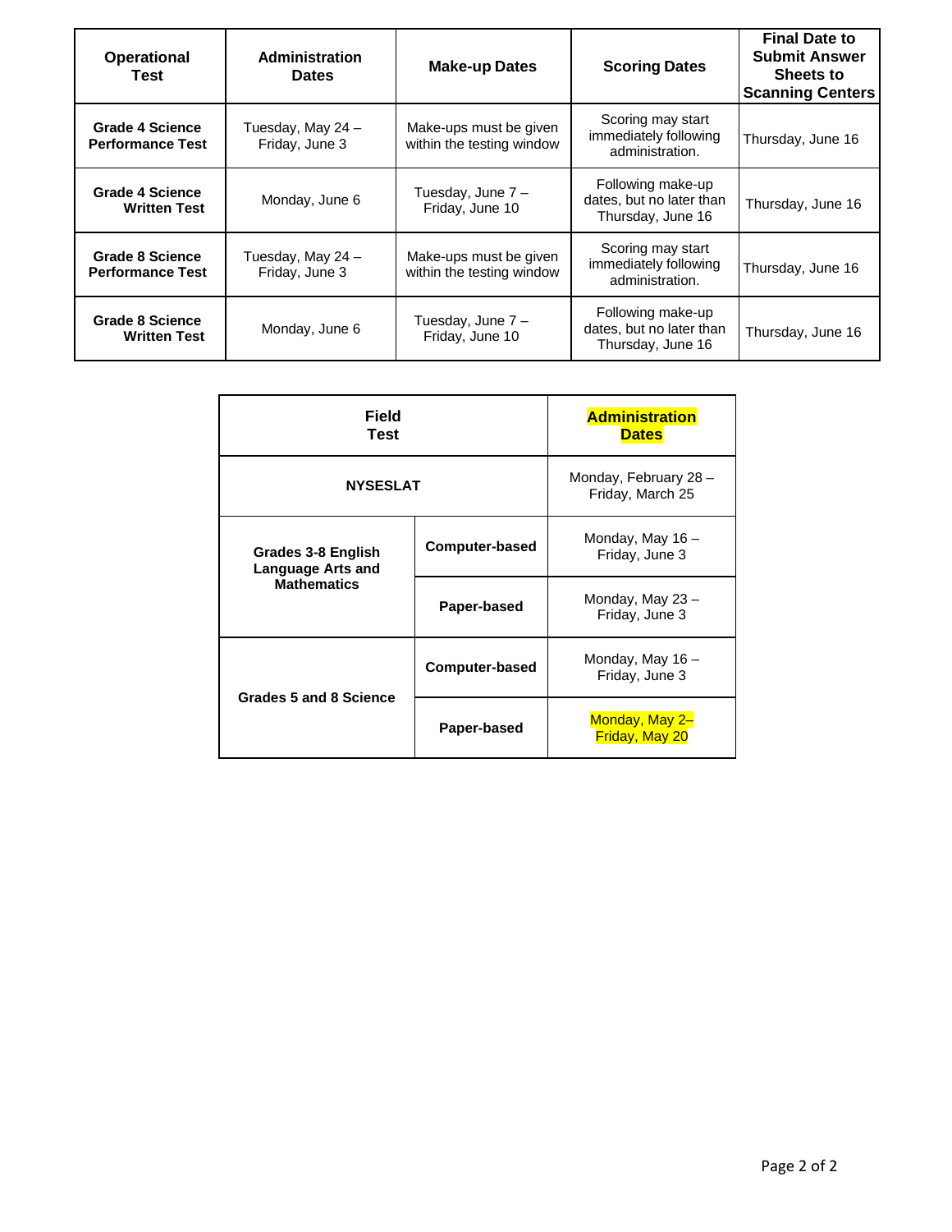| Operational Test | Administration Dates | Make-up Dates | Scoring Dates | Final Date to Submit Answer Sheets to Scanning Centers |
|---|---|---|---|---|
| **Grade 4 Science Performance Test** | Tuesday, May 24 – Friday, June 3 | Make-ups must be given within the testing window | Scoring may start immediately following administration. | Thursday, June 16 |
| **Grade 4 Science Written Test** | Monday, June 6 | Tuesday, June 7 – Friday, June 10 | Following make-up dates, but no later than Thursday, June 16 | Thursday, June 16 |
| **Grade 8 Science Performance Test** | Tuesday, May 24 – Friday, June 3 | Make-ups must be given within the testing window | Scoring may start immediately following administration. | Thursday, June 16 |
| **Grade 8 Science Written Test** | Monday, June 6 | Tuesday, June 7 – Friday, June 10 | Following make-up dates, but no later than Thursday, June 16 | Thursday, June 16 |

| Field Test | | Administration Dates |
|---|---|---|
| **NYSESLAT** | | Monday, February 28 – Friday, March 25 |
| **Grades 3-8 English Language Arts and Mathematics** | **Computer-based** | Monday, May 16 – Friday, June 3 |
| | **Paper-based** | Monday, May 23 – Friday, June 3 |
| **Grades 5 and 8 Science** | **Computer-based** | Monday, May 16 – Friday, June 3 |
| | **Paper-based** | Monday, May 2– Friday, May 20 |